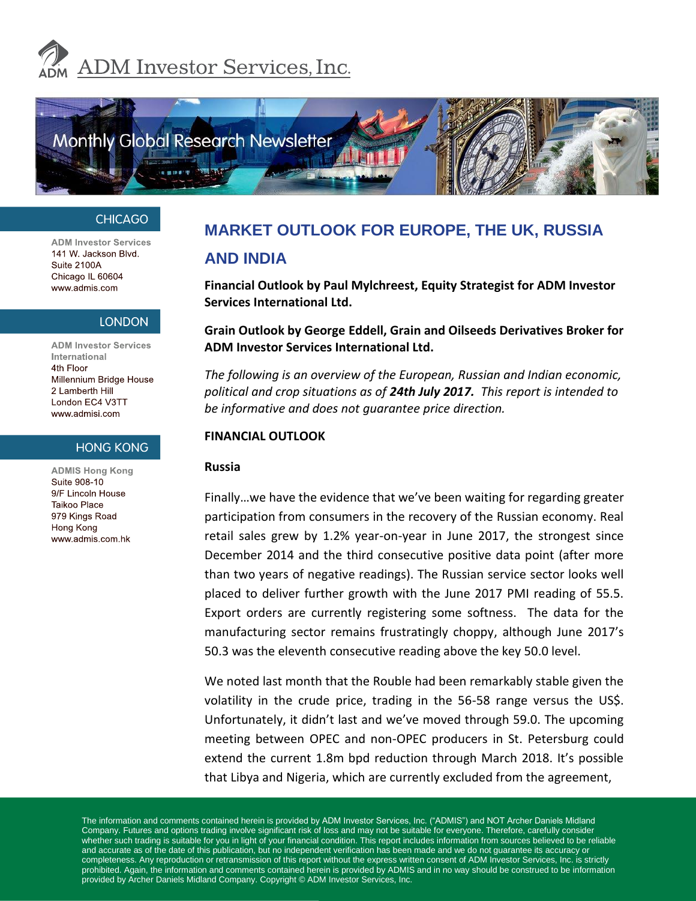ADM Investor Services, Inc.

Monthly Global Research Newsletter

**CHICAGO**

ADM Investor Services
141 W. Jackson Blvd.
Suite 2100A
Chicago IL 60604
www.admis.com

**LONDON**

ADM Investor Services International
4th Floor
Millennium Bridge House
2 Lamberth Hill
London EC4 V3TT
www.admisi.com

**HONG KONG**

ADMIS Hong Kong
Suite 908-10
9/F Lincoln House
Taikoo Place
979 Kings Road
Hong Kong
www.admis.com.hk

# MARKET OUTLOOK FOR EUROPE, THE UK, RUSSIA AND INDIA

**Financial Outlook by Paul Mylchreest, Equity Strategist for ADM Investor Services International Ltd.**

**Grain Outlook by George Eddell, Grain and Oilseeds Derivatives Broker for ADM Investor Services International Ltd.**

*The following is an overview of the European, Russian and Indian economic, political and crop situations as of* ***24th July 2017.*** *This report is intended to be informative and does not guarantee price direction.*

## FINANCIAL OUTLOOK

### Russia

Finally…we have the evidence that we've been waiting for regarding greater participation from consumers in the recovery of the Russian economy. Real retail sales grew by 1.2% year-on-year in June 2017, the strongest since December 2014 and the third consecutive positive data point (after more than two years of negative readings). The Russian service sector looks well placed to deliver further growth with the June 2017 PMI reading of 55.5. Export orders are currently registering some softness. The data for the manufacturing sector remains frustratingly choppy, although June 2017's 50.3 was the eleventh consecutive reading above the key 50.0 level.

We noted last month that the Rouble had been remarkably stable given the volatility in the crude price, trading in the 56-58 range versus the US$. Unfortunately, it didn't last and we've moved through 59.0. The upcoming meeting between OPEC and non-OPEC producers in St. Petersburg could extend the current 1.8m bpd reduction through March 2018. It's possible that Libya and Nigeria, which are currently excluded from the agreement,

The information and comments contained herein is provided by ADM Investor Services, Inc. ("ADMIS") and NOT Archer Daniels Midland Company. Futures and options trading involve significant risk of loss and may not be suitable for everyone. Therefore, carefully consider whether such trading is suitable for you in light of your financial condition. This report includes information from sources believed to be reliable and accurate as of the date of this publication, but no independent verification has been made and we do not guarantee its accuracy or completeness. Any reproduction or retransmission of this report without the express written consent of ADM Investor Services, Inc. is strictly prohibited. Again, the information and comments contained herein is provided by ADMIS and in no way should be construed to be information provided by Archer Daniels Midland Company. Copyright © ADM Investor Services, Inc.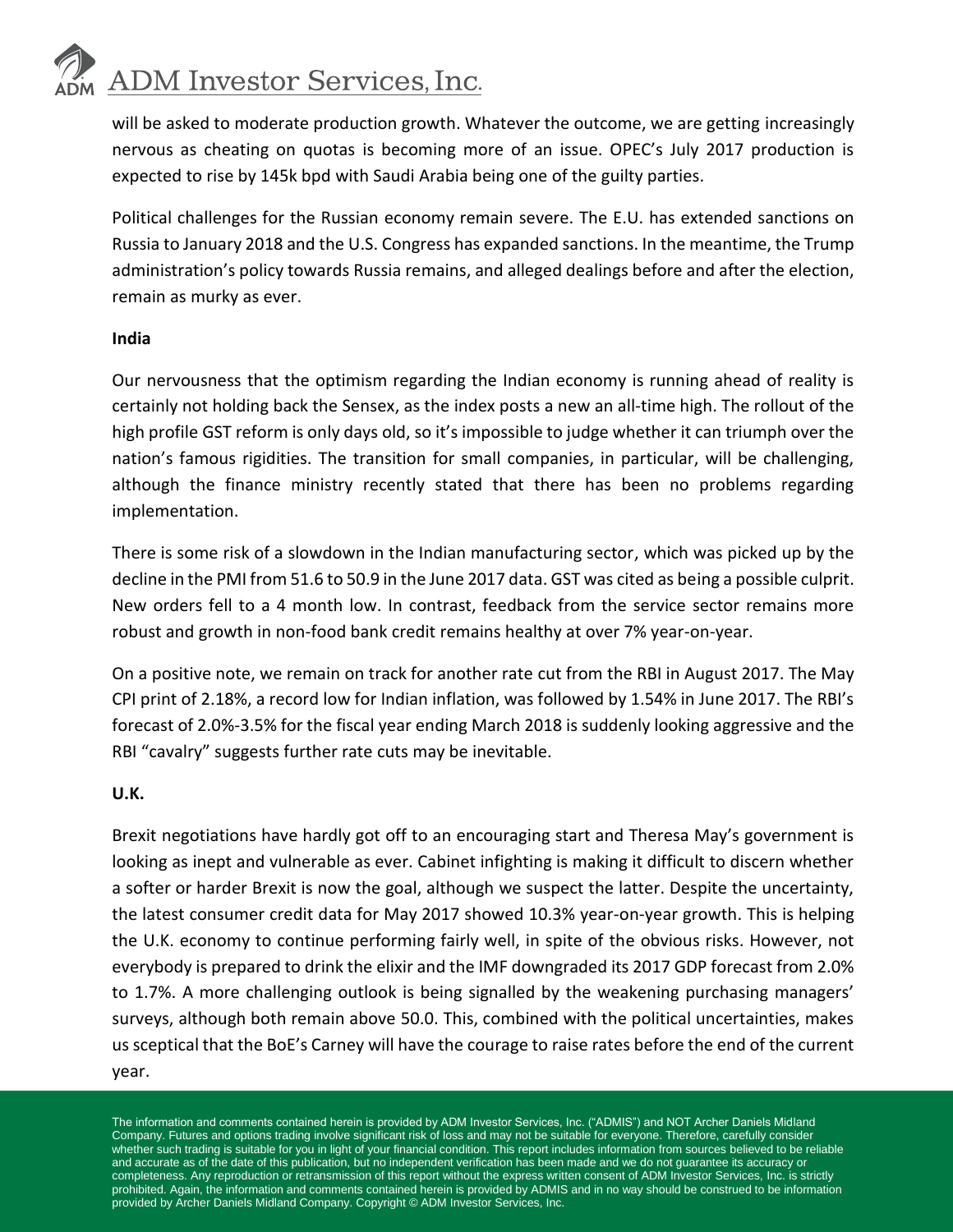will be asked to moderate production growth. Whatever the outcome, we are getting increasingly nervous as cheating on quotas is becoming more of an issue. OPEC's July 2017 production is expected to rise by 145k bpd with Saudi Arabia being one of the guilty parties.

Political challenges for the Russian economy remain severe. The E.U. has extended sanctions on Russia to January 2018 and the U.S. Congress has expanded sanctions. In the meantime, the Trump administration's policy towards Russia remains, and alleged dealings before and after the election, remain as murky as ever.

**India**

Our nervousness that the optimism regarding the Indian economy is running ahead of reality is certainly not holding back the Sensex, as the index posts a new an all-time high. The rollout of the high profile GST reform is only days old, so it's impossible to judge whether it can triumph over the nation's famous rigidities. The transition for small companies, in particular, will be challenging, although the finance ministry recently stated that there has been no problems regarding implementation.

There is some risk of a slowdown in the Indian manufacturing sector, which was picked up by the decline in the PMI from 51.6 to 50.9 in the June 2017 data. GST was cited as being a possible culprit. New orders fell to a 4 month low. In contrast, feedback from the service sector remains more robust and growth in non-food bank credit remains healthy at over 7% year-on-year.

On a positive note, we remain on track for another rate cut from the RBI in August 2017. The May CPI print of 2.18%, a record low for Indian inflation, was followed by 1.54% in June 2017. The RBI's forecast of 2.0%-3.5% for the fiscal year ending March 2018 is suddenly looking aggressive and the RBI "cavalry" suggests further rate cuts may be inevitable.

**U.K.**

Brexit negotiations have hardly got off to an encouraging start and Theresa May's government is looking as inept and vulnerable as ever. Cabinet infighting is making it difficult to discern whether a softer or harder Brexit is now the goal, although we suspect the latter. Despite the uncertainty, the latest consumer credit data for May 2017 showed 10.3% year-on-year growth. This is helping the U.K. economy to continue performing fairly well, in spite of the obvious risks. However, not everybody is prepared to drink the elixir and the IMF downgraded its 2017 GDP forecast from 2.0% to 1.7%. A more challenging outlook is being signalled by the weakening purchasing managers' surveys, although both remain above 50.0. This, combined with the political uncertainties, makes us sceptical that the BoE's Carney will have the courage to raise rates before the end of the current year.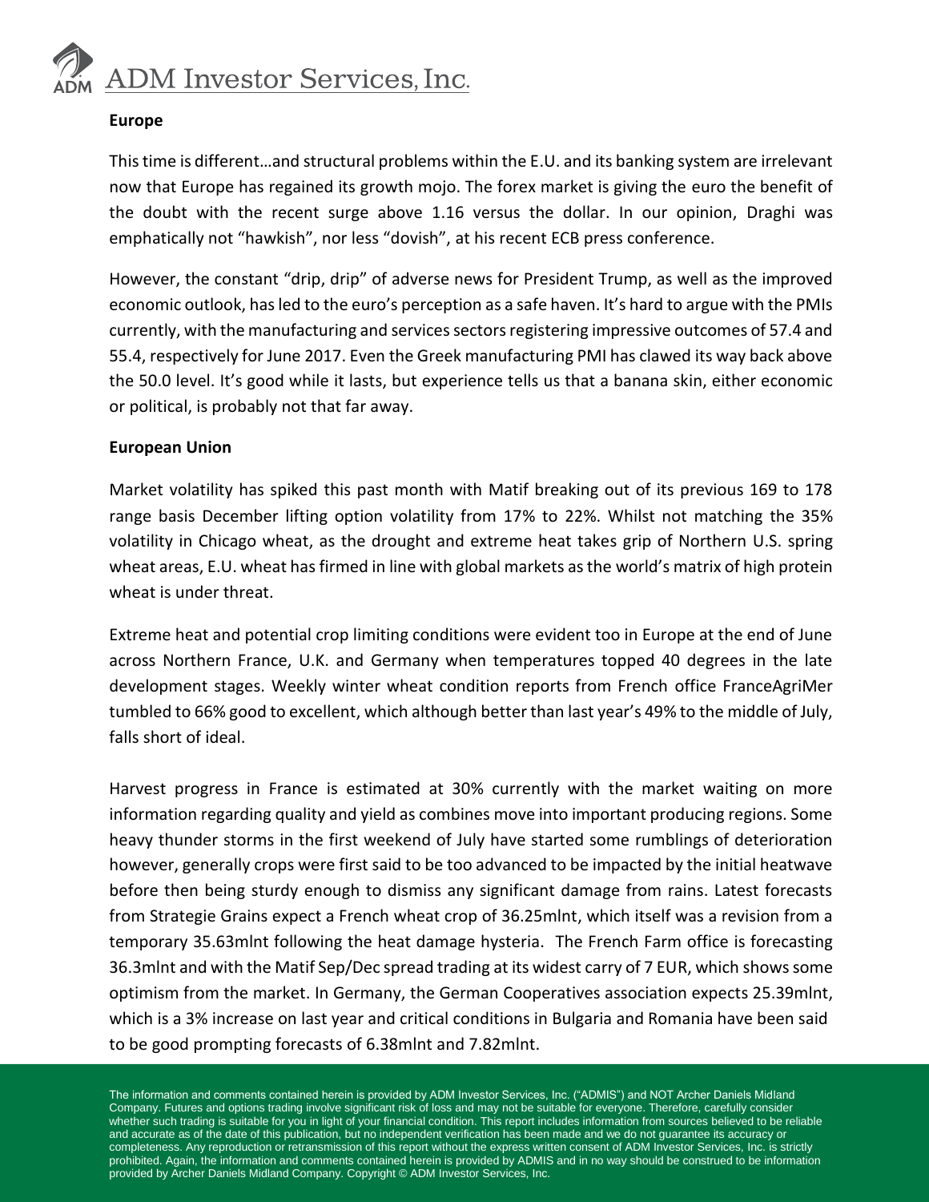**Europe**

This time is different…and structural problems within the E.U. and its banking system are irrelevant now that Europe has regained its growth mojo. The forex market is giving the euro the benefit of the doubt with the recent surge above 1.16 versus the dollar. In our opinion, Draghi was emphatically not "hawkish", nor less "dovish", at his recent ECB press conference.

However, the constant "drip, drip" of adverse news for President Trump, as well as the improved economic outlook, has led to the euro's perception as a safe haven. It's hard to argue with the PMIs currently, with the manufacturing and services sectors registering impressive outcomes of 57.4 and 55.4, respectively for June 2017. Even the Greek manufacturing PMI has clawed its way back above the 50.0 level. It's good while it lasts, but experience tells us that a banana skin, either economic or political, is probably not that far away.

**European Union**

Market volatility has spiked this past month with Matif breaking out of its previous 169 to 178 range basis December lifting option volatility from 17% to 22%. Whilst not matching the 35% volatility in Chicago wheat, as the drought and extreme heat takes grip of Northern U.S. spring wheat areas, E.U. wheat has firmed in line with global markets as the world's matrix of high protein wheat is under threat.

Extreme heat and potential crop limiting conditions were evident too in Europe at the end of June across Northern France, U.K. and Germany when temperatures topped 40 degrees in the late development stages. Weekly winter wheat condition reports from French office FranceAgriMer tumbled to 66% good to excellent, which although better than last year's 49% to the middle of July, falls short of ideal.

Harvest progress in France is estimated at 30% currently with the market waiting on more information regarding quality and yield as combines move into important producing regions. Some heavy thunder storms in the first weekend of July have started some rumblings of deterioration however, generally crops were first said to be too advanced to be impacted by the initial heatwave before then being sturdy enough to dismiss any significant damage from rains. Latest forecasts from Strategie Grains expect a French wheat crop of 36.25mlnt, which itself was a revision from a temporary 35.63mlnt following the heat damage hysteria. The French Farm office is forecasting 36.3mlnt and with the Matif Sep/Dec spread trading at its widest carry of 7 EUR, which shows some optimism from the market. In Germany, the German Cooperatives association expects 25.39mlnt, which is a 3% increase on last year and critical conditions in Bulgaria and Romania have been said to be good prompting forecasts of 6.38mlnt and 7.82mlnt.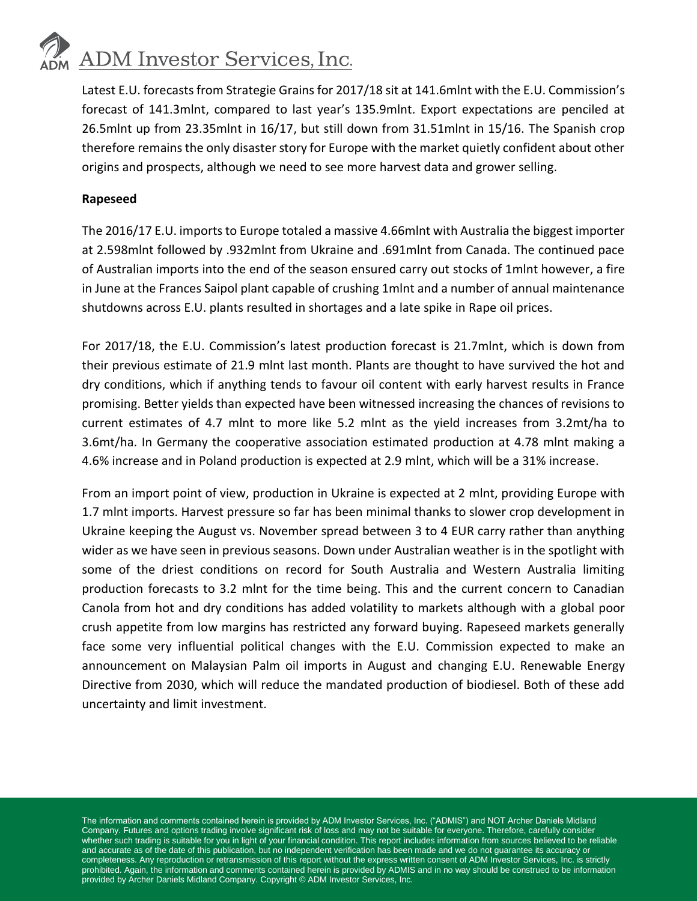Latest E.U. forecasts from Strategie Grains for 2017/18 sit at 141.6mlnt with the E.U. Commission's forecast of 141.3mlnt, compared to last year's 135.9mlnt. Export expectations are penciled at 26.5mlnt up from 23.35mlnt in 16/17, but still down from 31.51mlnt in 15/16. The Spanish crop therefore remains the only disaster story for Europe with the market quietly confident about other origins and prospects, although we need to see more harvest data and grower selling.

**Rapeseed**

The 2016/17 E.U. imports to Europe totaled a massive 4.66mlnt with Australia the biggest importer at 2.598mlnt followed by .932mlnt from Ukraine and .691mlnt from Canada. The continued pace of Australian imports into the end of the season ensured carry out stocks of 1mlnt however, a fire in June at the Frances Saipol plant capable of crushing 1mlnt and a number of annual maintenance shutdowns across E.U. plants resulted in shortages and a late spike in Rape oil prices.

For 2017/18, the E.U. Commission's latest production forecast is 21.7mlnt, which is down from their previous estimate of 21.9 mlnt last month. Plants are thought to have survived the hot and dry conditions, which if anything tends to favour oil content with early harvest results in France promising. Better yields than expected have been witnessed increasing the chances of revisions to current estimates of 4.7 mlnt to more like 5.2 mlnt as the yield increases from 3.2mt/ha to 3.6mt/ha. In Germany the cooperative association estimated production at 4.78 mlnt making a 4.6% increase and in Poland production is expected at 2.9 mlnt, which will be a 31% increase.

From an import point of view, production in Ukraine is expected at 2 mlnt, providing Europe with 1.7 mlnt imports. Harvest pressure so far has been minimal thanks to slower crop development in Ukraine keeping the August vs. November spread between 3 to 4 EUR carry rather than anything wider as we have seen in previous seasons. Down under Australian weather is in the spotlight with some of the driest conditions on record for South Australia and Western Australia limiting production forecasts to 3.2 mlnt for the time being. This and the current concern to Canadian Canola from hot and dry conditions has added volatility to markets although with a global poor crush appetite from low margins has restricted any forward buying. Rapeseed markets generally face some very influential political changes with the E.U. Commission expected to make an announcement on Malaysian Palm oil imports in August and changing E.U. Renewable Energy Directive from 2030, which will reduce the mandated production of biodiesel. Both of these add uncertainty and limit investment.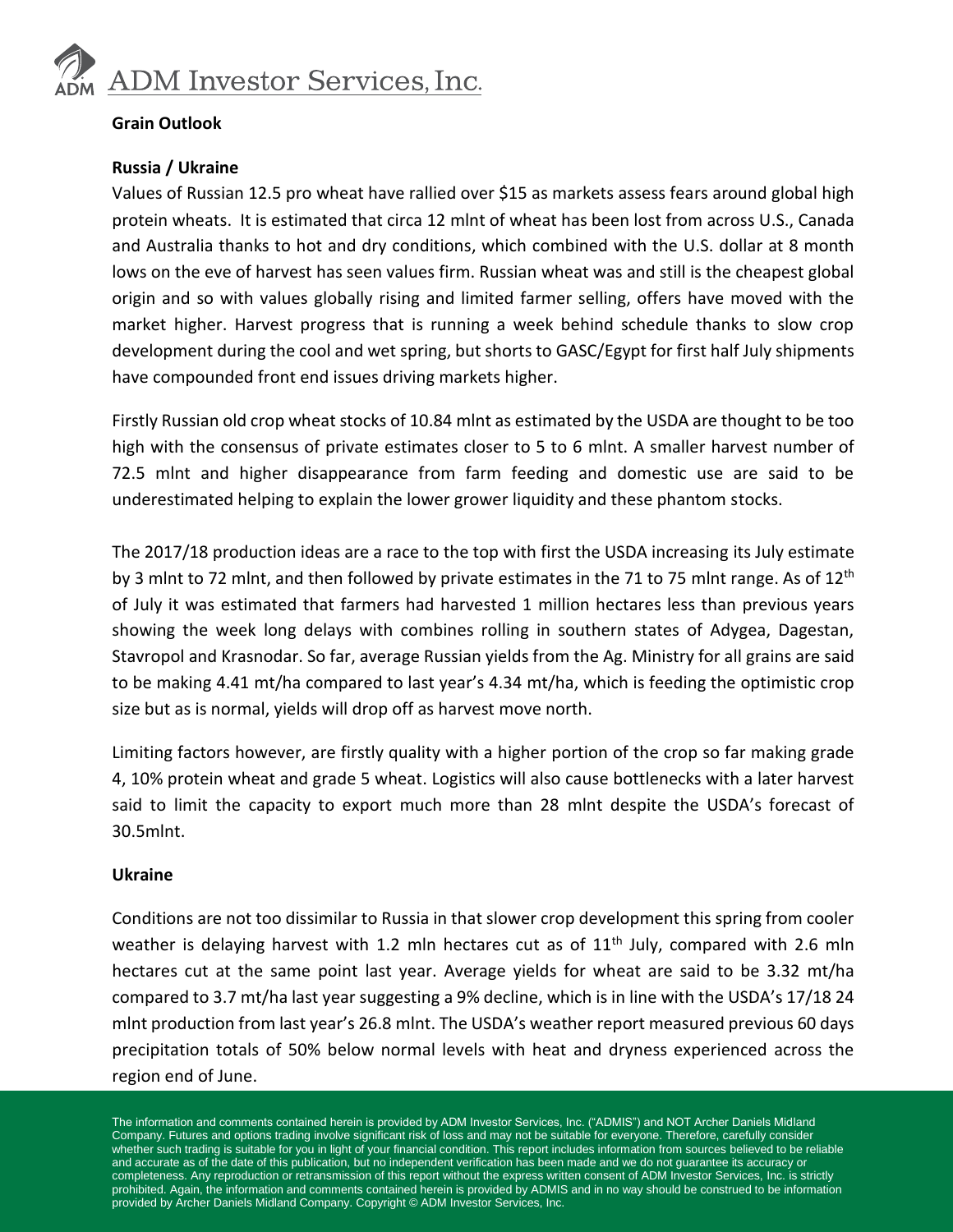**Grain Outlook**

**Russia / Ukraine**

Values of Russian 12.5 pro wheat have rallied over $15 as markets assess fears around global high protein wheats. It is estimated that circa 12 mlnt of wheat has been lost from across U.S., Canada and Australia thanks to hot and dry conditions, which combined with the U.S. dollar at 8 month lows on the eve of harvest has seen values firm. Russian wheat was and still is the cheapest global origin and so with values globally rising and limited farmer selling, offers have moved with the market higher. Harvest progress that is running a week behind schedule thanks to slow crop development during the cool and wet spring, but shorts to GASC/Egypt for first half July shipments have compounded front end issues driving markets higher.

Firstly Russian old crop wheat stocks of 10.84 mlnt as estimated by the USDA are thought to be too high with the consensus of private estimates closer to 5 to 6 mlnt. A smaller harvest number of 72.5 mlnt and higher disappearance from farm feeding and domestic use are said to be underestimated helping to explain the lower grower liquidity and these phantom stocks.

The 2017/18 production ideas are a race to the top with first the USDA increasing its July estimate by 3 mlnt to 72 mlnt, and then followed by private estimates in the 71 to 75 mlnt range. As of 12th of July it was estimated that farmers had harvested 1 million hectares less than previous years showing the week long delays with combines rolling in southern states of Adygea, Dagestan, Stavropol and Krasnodar. So far, average Russian yields from the Ag. Ministry for all grains are said to be making 4.41 mt/ha compared to last year's 4.34 mt/ha, which is feeding the optimistic crop size but as is normal, yields will drop off as harvest move north.

Limiting factors however, are firstly quality with a higher portion of the crop so far making grade 4, 10% protein wheat and grade 5 wheat. Logistics will also cause bottlenecks with a later harvest said to limit the capacity to export much more than 28 mlnt despite the USDA's forecast of 30.5mlnt.

**Ukraine**

Conditions are not too dissimilar to Russia in that slower crop development this spring from cooler weather is delaying harvest with 1.2 mln hectares cut as of 11th July, compared with 2.6 mln hectares cut at the same point last year. Average yields for wheat are said to be 3.32 mt/ha compared to 3.7 mt/ha last year suggesting a 9% decline, which is in line with the USDA's 17/18 24 mlnt production from last year's 26.8 mlnt. The USDA's weather report measured previous 60 days precipitation totals of 50% below normal levels with heat and dryness experienced across the region end of June.

The information and comments contained herein is provided by ADM Investor Services, Inc. ("ADMIS") and NOT Archer Daniels Midland Company. Futures and options trading involve significant risk of loss and may not be suitable for everyone. Therefore, carefully consider whether such trading is suitable for you in light of your financial condition. This report includes information from sources believed to be reliable and accurate as of the date of this publication, but no independent verification has been made and we do not guarantee its accuracy or completeness. Any reproduction or retransmission of this report without the express written consent of ADM Investor Services, Inc. is strictly prohibited. Again, the information and comments contained herein is provided by ADMIS and in no way should be construed to be information provided by Archer Daniels Midland Company. Copyright © ADM Investor Services, Inc.